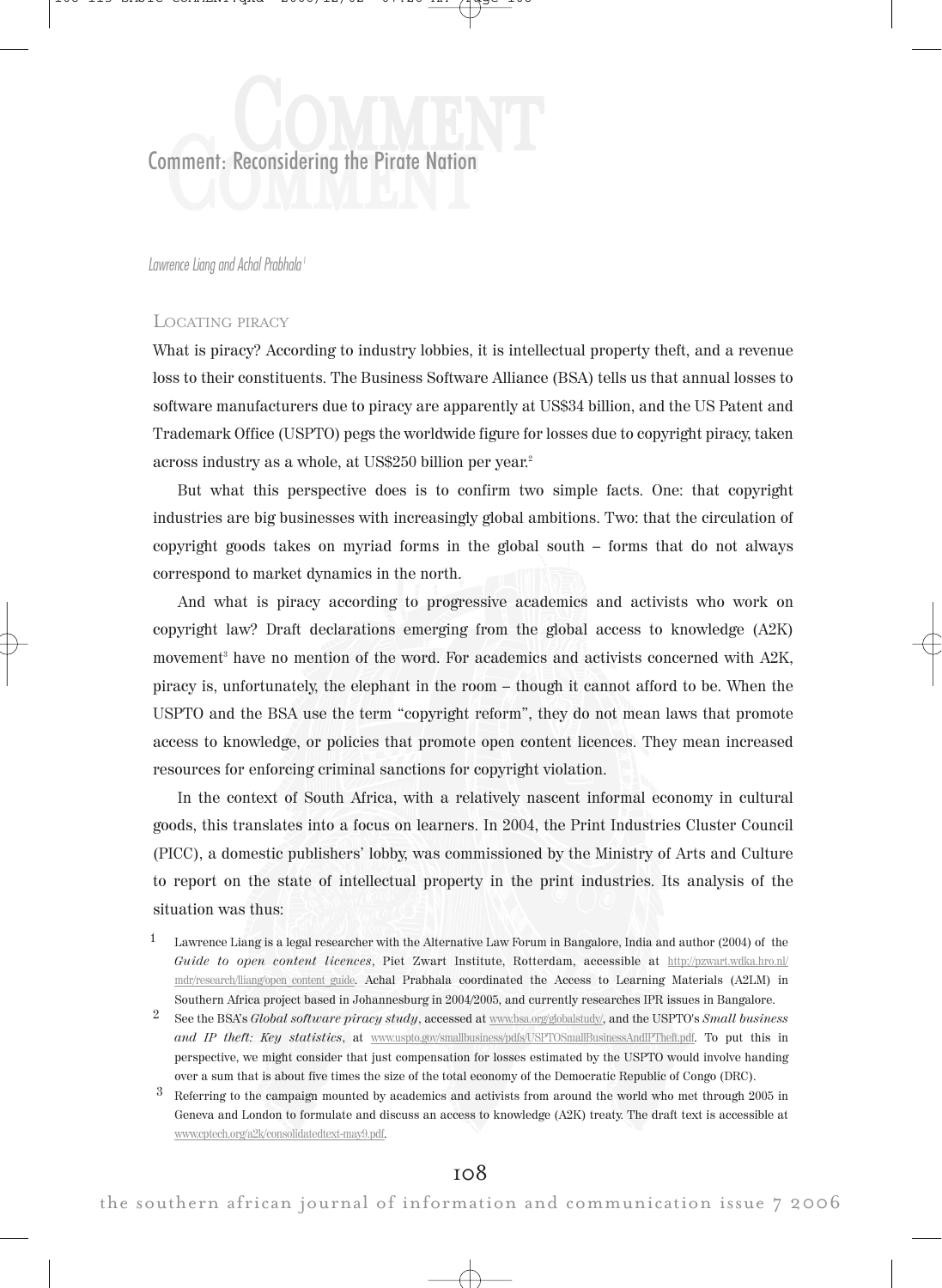# Comment: Reconsidering the Pirate Nation

*Lawrence Liang and Achal Prabhala*[1]

## Locating piracy

What is piracy? According to industry lobbies, it is intellectual property theft, and a revenue loss to their constituents. The Business Software Alliance (BSA) tells us that annual losses to software manufacturers due to piracy are apparently at US$34 billion, and the US Patent and Trademark Office (USPTO) pegs the worldwide figure for losses due to copyright piracy, taken across industry as a whole, at US$250 billion per year.[2]

But what this perspective does is to confirm two simple facts. One: that copyright industries are big businesses with increasingly global ambitions. Two: that the circulation of copyright goods takes on myriad forms in the global south – forms that do not always correspond to market dynamics in the north.

And what is piracy according to progressive academics and activists who work on copyright law? Draft declarations emerging from the global access to knowledge (A2K) movement[3] have no mention of the word. For academics and activists concerned with A2K, piracy is, unfortunately, the elephant in the room – though it cannot afford to be. When the USPTO and the BSA use the term "copyright reform", they do not mean laws that promote access to knowledge, or policies that promote open content licences. They mean increased resources for enforcing criminal sanctions for copyright violation.

In the context of South Africa, with a relatively nascent informal economy in cultural goods, this translates into a focus on learners. In 2004, the Print Industries Cluster Council (PICC), a domestic publishers' lobby, was commissioned by the Ministry of Arts and Culture to report on the state of intellectual property in the print industries. Its analysis of the situation was thus:

---

1 Lawrence Liang is a legal researcher with the Alternative Law Forum in Bangalore, India and author (2004) of the *Guide to open content licences*, Piet Zwart Institute, Rotterdam, accessible at http://pzwart.wdka.hro.nl/mdr/research/lliang/open_content_guide. Achal Prabhala coordinated the Access to Learning Materials (A2LM) in Southern Africa project based in Johannesburg in 2004/2005, and currently researches IPR issues in Bangalore.

2 See the BSA's *Global software piracy study*, accessed at www.bsa.org/globalstudy/, and the USPTO's *Small business and IP theft: Key statistics*, at www.uspto.gov/smallbusiness/pdfs/USPTOSmallBusinessAndIPTheft.pdf. To put this in perspective, we might consider that just compensation for losses estimated by the USPTO would involve handing over a sum that is about five times the size of the total economy of the Democratic Republic of Congo (DRC).

3 Referring to the campaign mounted by academics and activists from around the world who met through 2005 in Geneva and London to formulate and discuss an access to knowledge (A2K) treaty. The draft text is accessible at www.cptech.org/a2k/consolidatedtext-may9.pdf.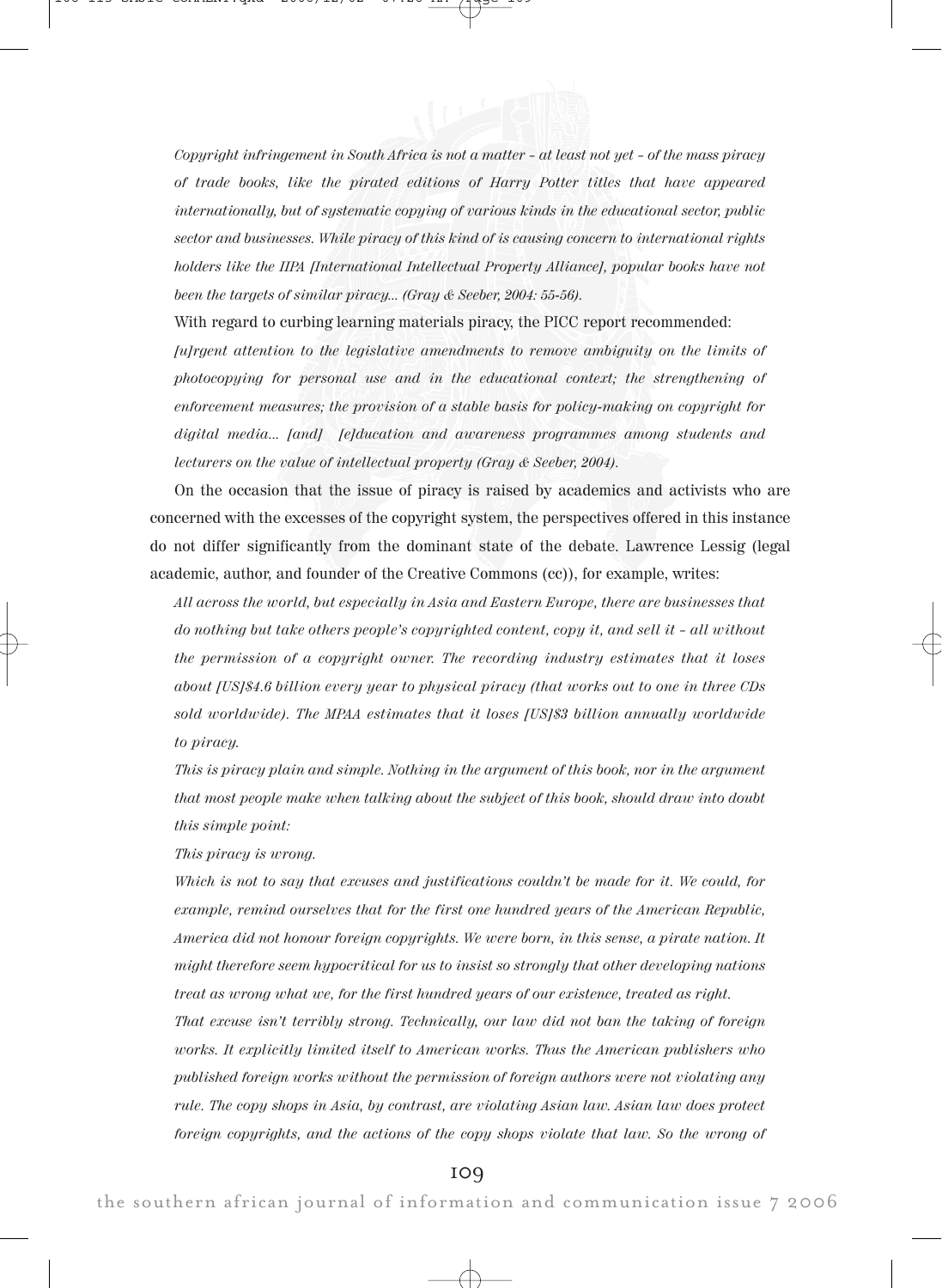*Copyright infringement in South Africa is not a matter – at least not yet – of the mass piracy of trade books, like the pirated editions of Harry Potter titles that have appeared internationally, but of systematic copying of various kinds in the educational sector, public sector and businesses. While piracy of this kind of is causing concern to international rights holders like the IIPA [International Intellectual Property Alliance], popular books have not been the targets of similar piracy... (Gray & Seeber, 2004: 55-56).*

With regard to curbing learning materials piracy, the PICC report recommended:

*[u]rgent attention to the legislative amendments to remove ambiguity on the limits of photocopying for personal use and in the educational context; the strengthening of enforcement measures; the provision of a stable basis for policy-making on copyright for digital media... [and] [e]ducation and awareness programmes among students and lecturers on the value of intellectual property (Gray & Seeber, 2004).*

On the occasion that the issue of piracy is raised by academics and activists who are concerned with the excesses of the copyright system, the perspectives offered in this instance do not differ significantly from the dominant state of the debate. Lawrence Lessig (legal academic, author, and founder of the Creative Commons (cc)), for example, writes:

*All across the world, but especially in Asia and Eastern Europe, there are businesses that do nothing but take others people's copyrighted content, copy it, and sell it – all without the permission of a copyright owner. The recording industry estimates that it loses about [US]$4.6 billion every year to physical piracy (that works out to one in three CDs sold worldwide). The MPAA estimates that it loses [US]$3 billion annually worldwide to piracy.*

*This is piracy plain and simple. Nothing in the argument of this book, nor in the argument that most people make when talking about the subject of this book, should draw into doubt this simple point:*

*This piracy is wrong.*

*Which is not to say that excuses and justifications couldn't be made for it. We could, for example, remind ourselves that for the first one hundred years of the American Republic, America did not honour foreign copyrights. We were born, in this sense, a pirate nation. It might therefore seem hypocritical for us to insist so strongly that other developing nations treat as wrong what we, for the first hundred years of our existence, treated as right.*

*That excuse isn't terribly strong. Technically, our law did not ban the taking of foreign works. It explicitly limited itself to American works. Thus the American publishers who published foreign works without the permission of foreign authors were not violating any rule. The copy shops in Asia, by contrast, are violating Asian law. Asian law does protect foreign copyrights, and the actions of the copy shops violate that law. So the wrong of*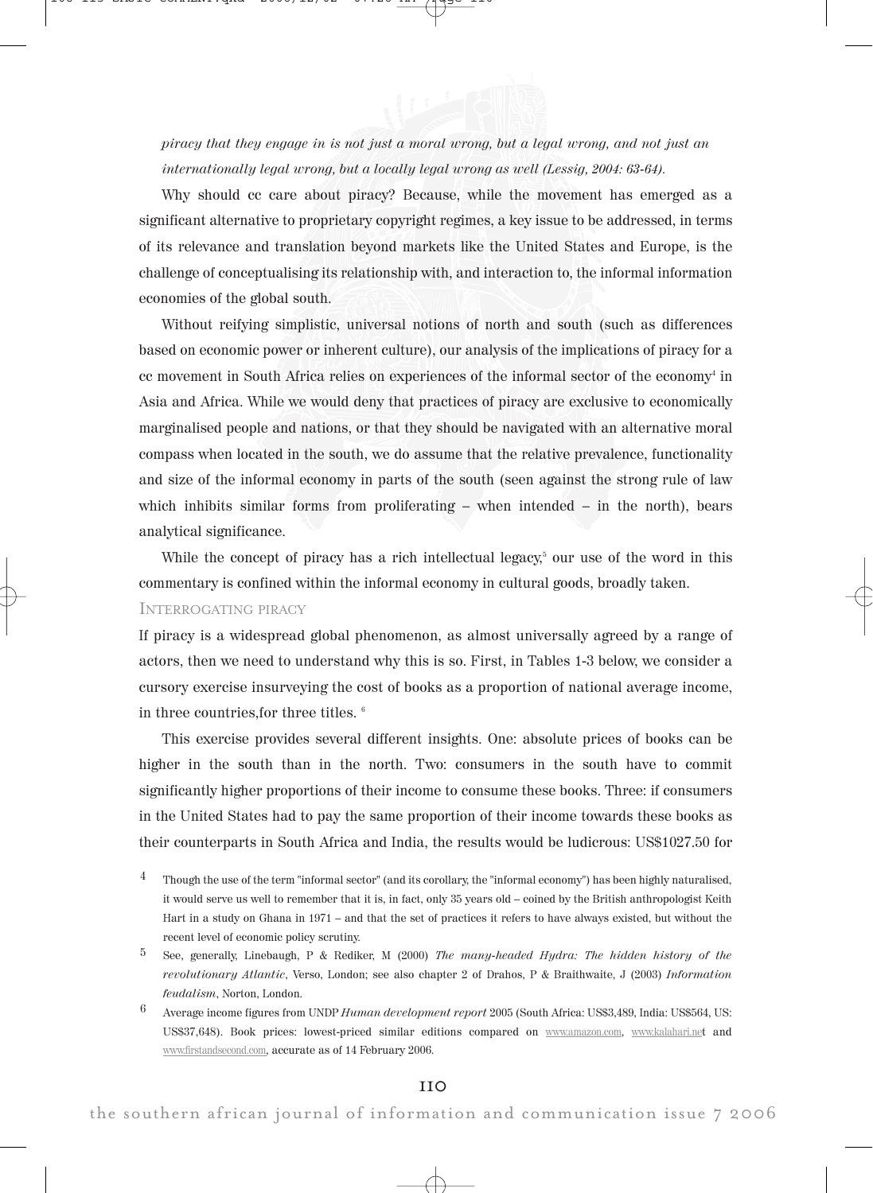*piracy that they engage in is not just a moral wrong, but a legal wrong, and not just an internationally legal wrong, but a locally legal wrong as well (Lessig, 2004: 63-64).*

Why should cc care about piracy? Because, while the movement has emerged as a significant alternative to proprietary copyright regimes, a key issue to be addressed, in terms of its relevance and translation beyond markets like the United States and Europe, is the challenge of conceptualising its relationship with, and interaction to, the informal information economies of the global south.

Without reifying simplistic, universal notions of north and south (such as differences based on economic power or inherent culture), our analysis of the implications of piracy for a cc movement in South Africa relies on experiences of the informal sector of the economy[4] in Asia and Africa. While we would deny that practices of piracy are exclusive to economically marginalised people and nations, or that they should be navigated with an alternative moral compass when located in the south, we do assume that the relative prevalence, functionality and size of the informal economy in parts of the south (seen against the strong rule of law which inhibits similar forms from proliferating – when intended – in the north), bears analytical significance.

While the concept of piracy has a rich intellectual legacy,[5] our use of the word in this commentary is confined within the informal economy in cultural goods, broadly taken.

## Interrogating piracy

If piracy is a widespread global phenomenon, as almost universally agreed by a range of actors, then we need to understand why this is so. First, in Tables 1-3 below, we consider a cursory exercise insurveying the cost of books as a proportion of national average income, in three countries,for three titles. [6]

This exercise provides several different insights. One: absolute prices of books can be higher in the south than in the north. Two: consumers in the south have to commit significantly higher proportions of their income to consume these books. Three: if consumers in the United States had to pay the same proportion of their income towards these books as their counterparts in South Africa and India, the results would be ludicrous: US$1027.50 for

4 Though the use of the term "informal sector" (and its corollary, the "informal economy") has been highly naturalised, it would serve us well to remember that it is, in fact, only 35 years old – coined by the British anthropologist Keith Hart in a study on Ghana in 1971 – and that the set of practices it refers to have always existed, but without the recent level of economic policy scrutiny.

5 See, generally, Linebaugh, P & Rediker, M (2000) *The many-headed Hydra: The hidden history of the revolutionary Atlantic*, Verso, London; see also chapter 2 of Drahos, P & Braithwaite, J (2003) *Information feudalism*, Norton, London.

6 Average income figures from UNDP *Human development report* 2005 (South Africa: US$3,489, India: US$564, US: US$37,648). Book prices: lowest-priced similar editions compared on www.amazon.com, www.kalahari.net and www.firstandsecond.com, accurate as of 14 February 2006.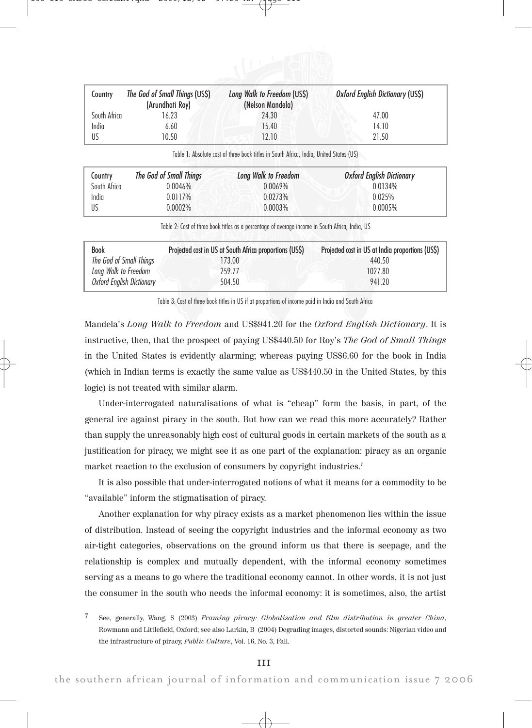| Country | *The God of Small Things* (US$) (Arundhati Roy) | *Long Walk to Freedom* (US$) (Nelson Mandela) | *Oxford English Dictionary* (US$) |
|---|---|---|---|
| South Africa | 16.23 | 24.30 | 47.00 |
| India | 6.60 | 15.40 | 14.10 |
| US | 10.50 | 12.10 | 21.50 |

Table 1: Absolute cost of three book titles in South Africa, India, United States (US)

| Country | *The God of Small Things* | *Long Walk to Freedom* | *Oxford English Dictionary* |
|---|---|---|---|
| South Africa | 0.0046% | 0.0069% | 0.0134% |
| India | 0.0117% | 0.0273% | 0.025% |
| US | 0.0002% | 0.0003% | 0.0005% |

Table 2: Cost of three book titles as a percentage of average income in South Africa, India, US

| Book | Projected cost in US at South Africa proportions (US$) | Projected cost in US at India proportions (US$) |
|---|---|---|
| *The God of Small Things* | 173.00 | 440.50 |
| *Long Walk to Freedom* | 259.77 | 1027.80 |
| *Oxford English Dictionary* | 504.50 | 941.20 |

Table 3: Cost of three book titles in US if at proportions of income paid in India and South Africa

Mandela's *Long Walk to Freedom* and US$941.20 for the *Oxford English Dictionary*. It is instructive, then, that the prospect of paying US$440.50 for Roy's *The God of Small Things* in the United States is evidently alarming; whereas paying US$6.60 for the book in India (which in Indian terms is exactly the same value as US$440.50 in the United States, by this logic) is not treated with similar alarm.

Under-interrogated naturalisations of what is "cheap" form the basis, in part, of the general ire against piracy in the south. But how can we read this more accurately? Rather than supply the unreasonably high cost of cultural goods in certain markets of the south as a justification for piracy, we might see it as one part of the explanation: piracy as an organic market reaction to the exclusion of consumers by copyright industries.[7]

It is also possible that under-interrogated notions of what it means for a commodity to be "available" inform the stigmatisation of piracy.

Another explanation for why piracy exists as a market phenomenon lies within the issue of distribution. Instead of seeing the copyright industries and the informal economy as two air-tight categories, observations on the ground inform us that there is seepage, and the relationship is complex and mutually dependent, with the informal economy sometimes serving as a means to go where the traditional economy cannot. In other words, it is not just the consumer in the south who needs the informal economy: it is sometimes, also, the artist

7 See, generally, Wang, S (2003) *Framing piracy: Globalisation and film distribution in greater China*, Rowmann and Littlefield, Oxford; see also Larkin, B (2004) Degrading images, distorted sounds: Nigerian video and the infrastructure of piracy, *Public Culture*, Vol. 16, No. 3, Fall.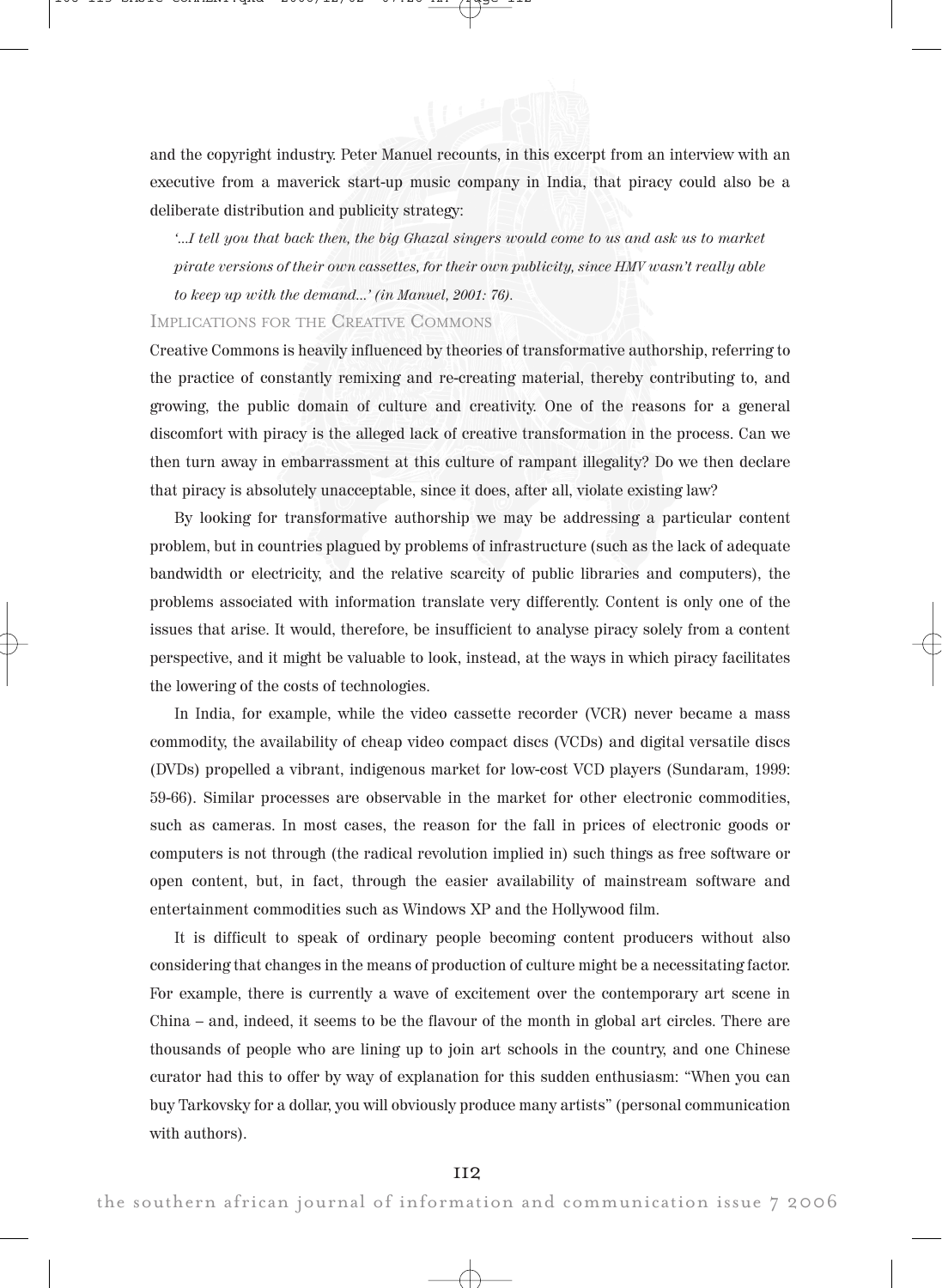and the copyright industry. Peter Manuel recounts, in this excerpt from an interview with an executive from a maverick start-up music company in India, that piracy could also be a deliberate distribution and publicity strategy:

*'...I tell you that back then, the big Ghazal singers would come to us and ask us to market pirate versions of their own cassettes, for their own publicity, since HMV wasn't really able to keep up with the demand...' (in Manuel, 2001: 76).*

## Implications for the Creative Commons

Creative Commons is heavily influenced by theories of transformative authorship, referring to the practice of constantly remixing and re-creating material, thereby contributing to, and growing, the public domain of culture and creativity. One of the reasons for a general discomfort with piracy is the alleged lack of creative transformation in the process. Can we then turn away in embarrassment at this culture of rampant illegality? Do we then declare that piracy is absolutely unacceptable, since it does, after all, violate existing law?

By looking for transformative authorship we may be addressing a particular content problem, but in countries plagued by problems of infrastructure (such as the lack of adequate bandwidth or electricity, and the relative scarcity of public libraries and computers), the problems associated with information translate very differently. Content is only one of the issues that arise. It would, therefore, be insufficient to analyse piracy solely from a content perspective, and it might be valuable to look, instead, at the ways in which piracy facilitates the lowering of the costs of technologies.

In India, for example, while the video cassette recorder (VCR) never became a mass commodity, the availability of cheap video compact discs (VCDs) and digital versatile discs (DVDs) propelled a vibrant, indigenous market for low-cost VCD players (Sundaram, 1999: 59-66). Similar processes are observable in the market for other electronic commodities, such as cameras. In most cases, the reason for the fall in prices of electronic goods or computers is not through (the radical revolution implied in) such things as free software or open content, but, in fact, through the easier availability of mainstream software and entertainment commodities such as Windows XP and the Hollywood film.

It is difficult to speak of ordinary people becoming content producers without also considering that changes in the means of production of culture might be a necessitating factor. For example, there is currently a wave of excitement over the contemporary art scene in China – and, indeed, it seems to be the flavour of the month in global art circles. There are thousands of people who are lining up to join art schools in the country, and one Chinese curator had this to offer by way of explanation for this sudden enthusiasm: "When you can buy Tarkovsky for a dollar, you will obviously produce many artists" (personal communication with authors).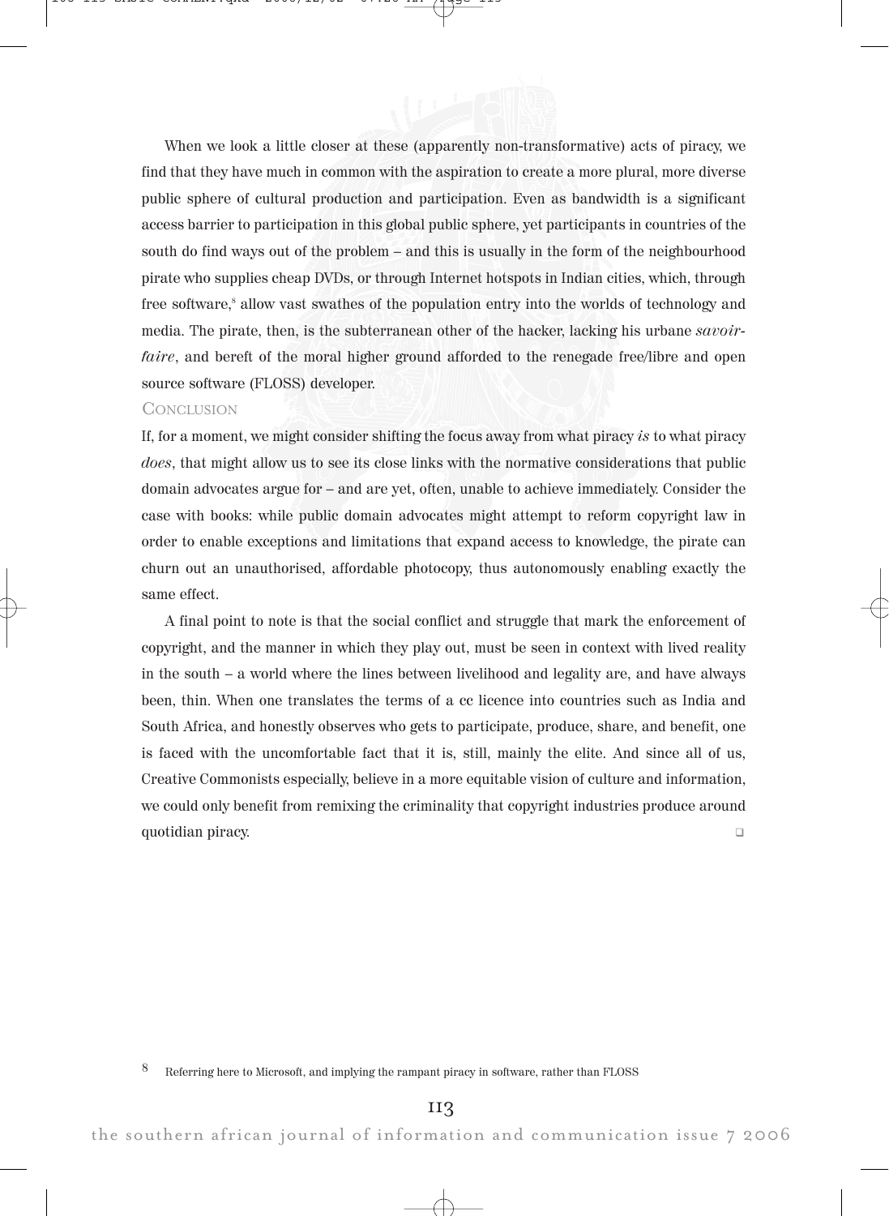When we look a little closer at these (apparently non-transformative) acts of piracy, we find that they have much in common with the aspiration to create a more plural, more diverse public sphere of cultural production and participation. Even as bandwidth is a significant access barrier to participation in this global public sphere, yet participants in countries of the south do find ways out of the problem – and this is usually in the form of the neighbourhood pirate who supplies cheap DVDs, or through Internet hotspots in Indian cities, which, through free software,[8] allow vast swathes of the population entry into the worlds of technology and media. The pirate, then, is the subterranean other of the hacker, lacking his urbane *savoir-faire*, and bereft of the moral higher ground afforded to the renegade free/libre and open source software (FLOSS) developer.

## Conclusion

If, for a moment, we might consider shifting the focus away from what piracy *is* to what piracy *does*, that might allow us to see its close links with the normative considerations that public domain advocates argue for – and are yet, often, unable to achieve immediately. Consider the case with books: while public domain advocates might attempt to reform copyright law in order to enable exceptions and limitations that expand access to knowledge, the pirate can churn out an unauthorised, affordable photocopy, thus autonomously enabling exactly the same effect.

A final point to note is that the social conflict and struggle that mark the enforcement of copyright, and the manner in which they play out, must be seen in context with lived reality in the south – a world where the lines between livelihood and legality are, and have always been, thin. When one translates the terms of a cc licence into countries such as India and South Africa, and honestly observes who gets to participate, produce, share, and benefit, one is faced with the uncomfortable fact that it is, still, mainly the elite. And since all of us, Creative Commonists especially, believe in a more equitable vision of culture and information, we could only benefit from remixing the criminality that copyright industries produce around quotidian piracy. ❑

8 Referring here to Microsoft, and implying the rampant piracy in software, rather than FLOSS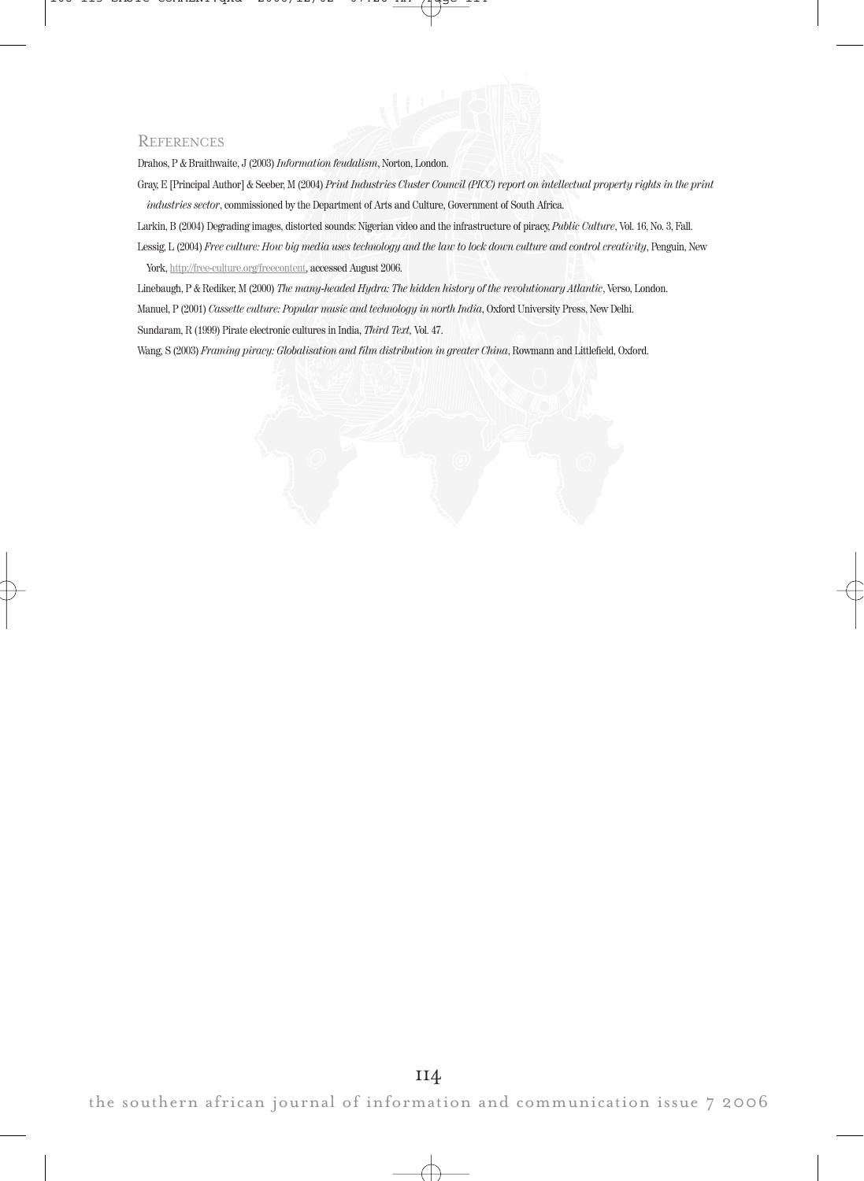## References

Drahos, P & Braithwaite, J (2003) *Information feudalism*, Norton, London.

Gray, E [Principal Author] & Seeber, M (2004) *Print Industries Cluster Council (PICC) report on intellectual property rights in the print industries sector*, commissioned by the Department of Arts and Culture, Government of South Africa.

Larkin, B (2004) Degrading images, distorted sounds: Nigerian video and the infrastructure of piracy, *Public Culture*, Vol. 16, No. 3, Fall.

Lessig, L (2004) *Free culture: How big media uses technology and the law to lock down culture and control creativity*, Penguin, New York, http://free-culture.org/freecontent, accessed August 2006.

Linebaugh, P & Rediker, M (2000) *The many-headed Hydra: The hidden history of the revolutionary Atlantic*, Verso, London.

Manuel, P (2001) *Cassette culture: Popular music and technology in north India*, Oxford University Press, New Delhi.

Sundaram, R (1999) Pirate electronic cultures in India, *Third Text*, Vol. 47.

Wang, S (2003) *Framing piracy: Globalisation and film distribution in greater China*, Rowmann and Littlefield, Oxford.